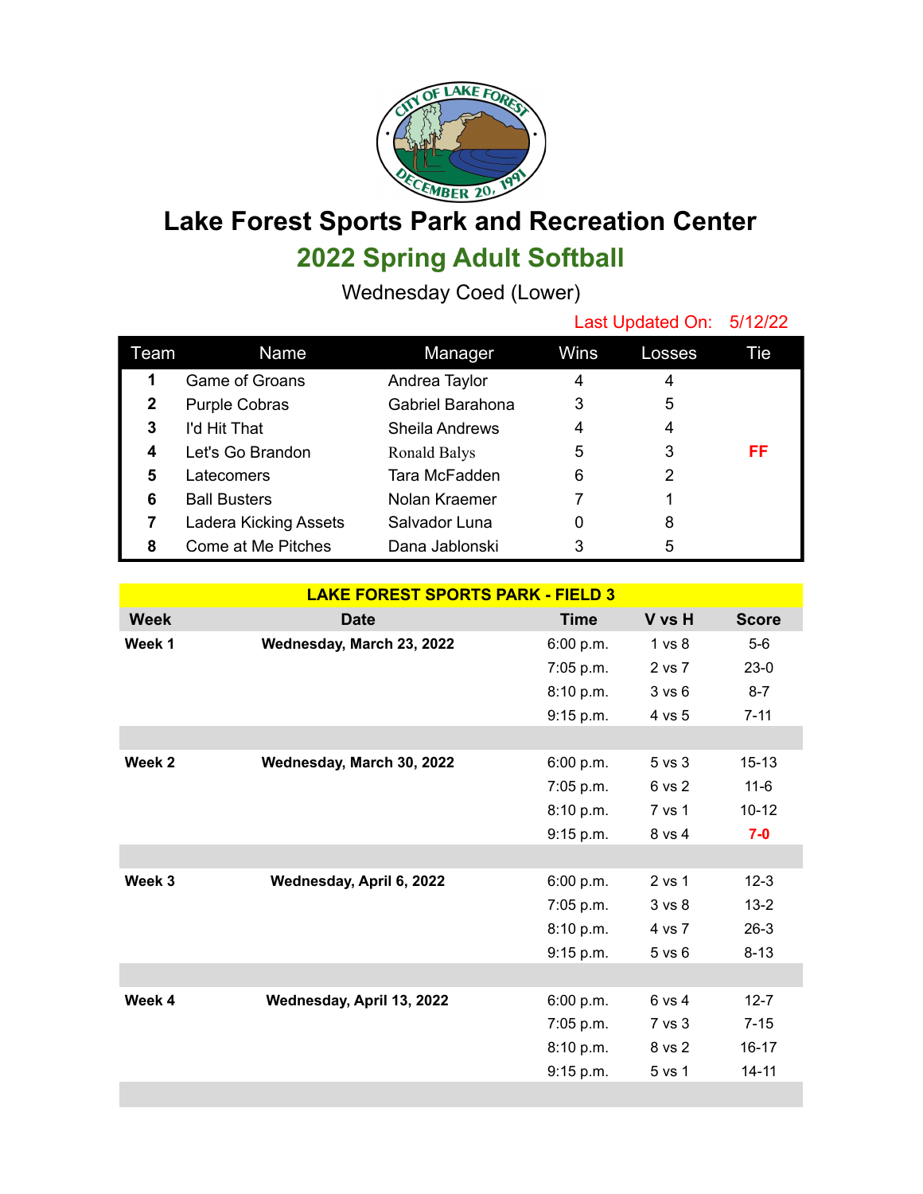# Lake Forest Sports Park and Recreation Center

## 2022 Spring Adult Softball

Wednesday Coed (Lower)

Last Updated On: 5/12/22

| Team | Name | Manager | Wins | Losses | Tie |
|---|---|---|---|---|---|
| 1 | Game of Groans | Andrea Taylor | 4 | 4 | |
| 2 | Purple Cobras | Gabriel Barahona | 3 | 5 | |
| 3 | I'd Hit That | Sheila Andrews | 4 | 4 | |
| 4 | Let's Go Brandon | Ronald Balys | 5 | 3 | FF |
| 5 | Latecomers | Tara McFadden | 6 | 2 | |
| 6 | Ball Busters | Nolan Kraemer | 7 | 1 | |
| 7 | Ladera Kicking Assets | Salvador Luna | 0 | 8 | |
| 8 | Come at Me Pitches | Dana Jablonski | 3 | 5 | |

**LAKE FOREST SPORTS PARK - FIELD 3**

| Week | Date | Time | V vs H | Score |
|---|---|---|---|---|
| **Week 1** | **Wednesday, March 23, 2022** | 6:00 p.m. | 1 vs 8 | 5-6 |
| | | 7:05 p.m. | 2 vs 7 | 23-0 |
| | | 8:10 p.m. | 3 vs 6 | 8-7 |
| | | 9:15 p.m. | 4 vs 5 | 7-11 |
| **Week 2** | **Wednesday, March 30, 2022** | 6:00 p.m. | 5 vs 3 | 15-13 |
| | | 7:05 p.m. | 6 vs 2 | 11-6 |
| | | 8:10 p.m. | 7 vs 1 | 10-12 |
| | | 9:15 p.m. | 8 vs 4 | **7-0** |
| **Week 3** | **Wednesday, April 6, 2022** | 6:00 p.m. | 2 vs 1 | 12-3 |
| | | 7:05 p.m. | 3 vs 8 | 13-2 |
| | | 8:10 p.m. | 4 vs 7 | 26-3 |
| | | 9:15 p.m. | 5 vs 6 | 8-13 |
| **Week 4** | **Wednesday, April 13, 2022** | 6:00 p.m. | 6 vs 4 | 12-7 |
| | | 7:05 p.m. | 7 vs 3 | 7-15 |
| | | 8:10 p.m. | 8 vs 2 | 16-17 |
| | | 9:15 p.m. | 5 vs 1 | 14-11 |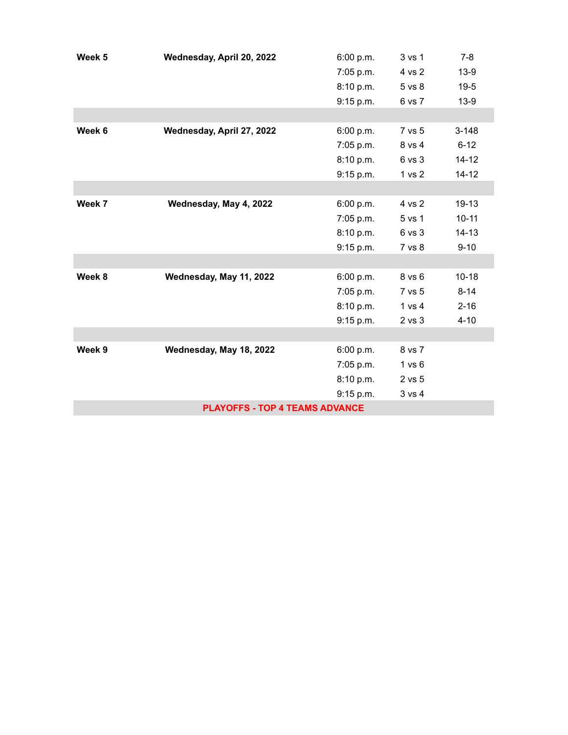| | | | | |
|---|---|---|---|---|
| **Week 5** | **Wednesday, April 20, 2022** | 6:00 p.m. | 3 vs 1 | 7-8 |
| | | 7:05 p.m. | 4 vs 2 | 13-9 |
| | | 8:10 p.m. | 5 vs 8 | 19-5 |
| | | 9:15 p.m. | 6 vs 7 | 13-9 |
| | | | | |
| **Week 6** | **Wednesday, April 27, 2022** | 6:00 p.m. | 7 vs 5 | 3-148 |
| | | 7:05 p.m. | 8 vs 4 | 6-12 |
| | | 8:10 p.m. | 6 vs 3 | 14-12 |
| | | 9:15 p.m. | 1 vs 2 | 14-12 |
| | | | | |
| **Week 7** | **Wednesday, May 4, 2022** | 6:00 p.m. | 4 vs 2 | 19-13 |
| | | 7:05 p.m. | 5 vs 1 | 10-11 |
| | | 8:10 p.m. | 6 vs 3 | 14-13 |
| | | 9:15 p.m. | 7 vs 8 | 9-10 |
| | | | | |
| **Week 8** | **Wednesday, May 11, 2022** | 6:00 p.m. | 8 vs 6 | 10-18 |
| | | 7:05 p.m. | 7 vs 5 | 8-14 |
| | | 8:10 p.m. | 1 vs 4 | 2-16 |
| | | 9:15 p.m. | 2 vs 3 | 4-10 |
| | | | | |
| **Week 9** | **Wednesday, May 18, 2022** | 6:00 p.m. | 8 vs 7 | |
| | | 7:05 p.m. | 1 vs 6 | |
| | | 8:10 p.m. | 2 vs 5 | |
| | | 9:15 p.m. | 3 vs 4 | |

**PLAYOFFS - TOP 4 TEAMS ADVANCE**